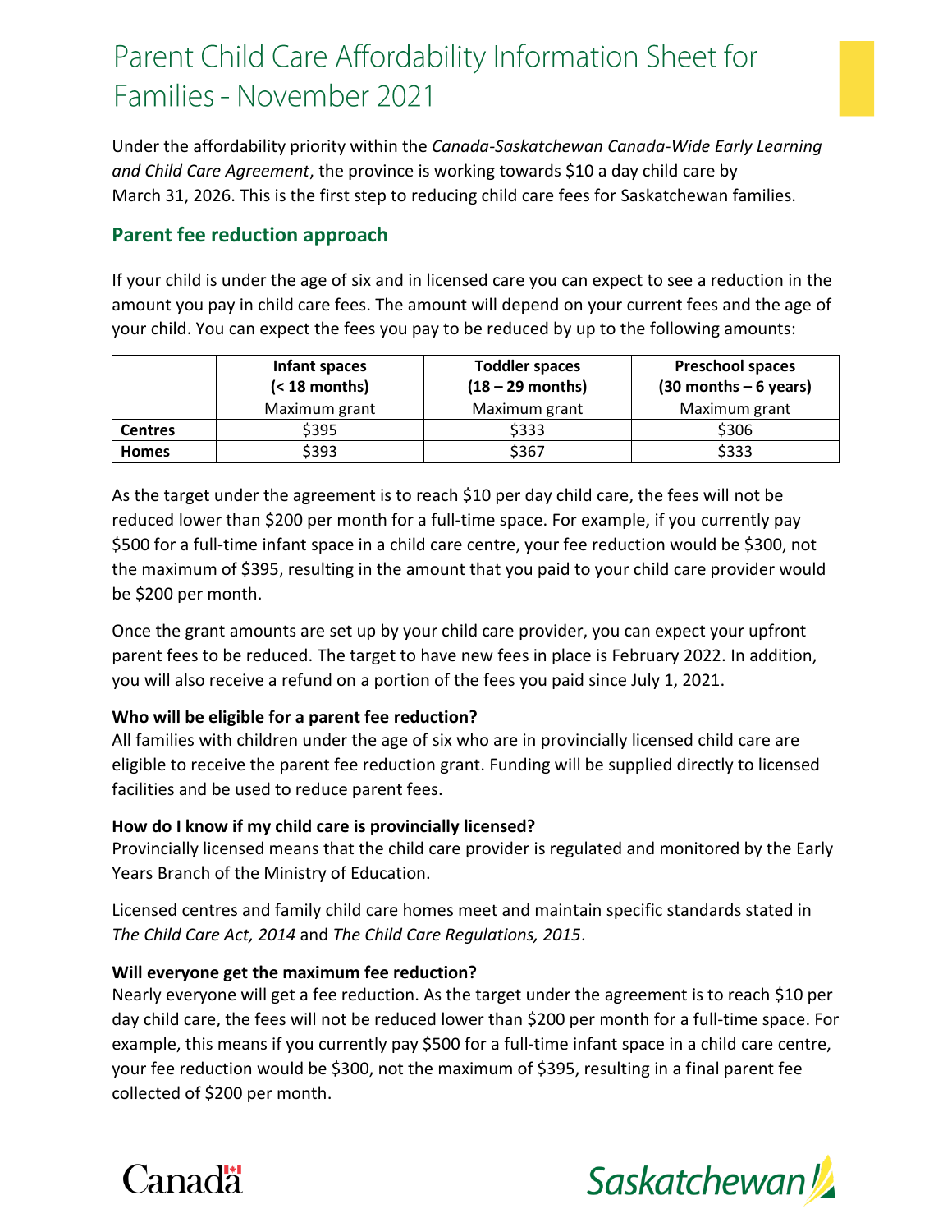# Parent Child Care Affordability Information Sheet for Families - November 2021

Under the affordability priority within the *Canada-Saskatchewan Canada-Wide Early Learning and Child Care Agreement*, the province is working towards $10 a day child care by March 31, 2026. This is the first step to reducing child care fees for Saskatchewan families.

## Parent fee reduction approach

If your child is under the age of six and in licensed care you can expect to see a reduction in the amount you pay in child care fees. The amount will depend on your current fees and the age of your child. You can expect the fees you pay to be reduced by up to the following amounts:

| | **Infant spaces (< 18 months)** | **Toddler spaces (18 – 29 months)** | **Preschool spaces (30 months – 6 years)** |
|---|---|---|---|
| | Maximum grant | Maximum grant | Maximum grant |
| **Centres** | $395 | $333 | $306 |
| **Homes** | $393 | $367 | $333 |

As the target under the agreement is to reach $10 per day child care, the fees will not be reduced lower than $200 per month for a full-time space. For example, if you currently pay $500 for a full-time infant space in a child care centre, your fee reduction would be $300, not the maximum of $395, resulting in the amount that you paid to your child care provider would be $200 per month.

Once the grant amounts are set up by your child care provider, you can expect your upfront parent fees to be reduced. The target to have new fees in place is February 2022. In addition, you will also receive a refund on a portion of the fees you paid since July 1, 2021.

**Who will be eligible for a parent fee reduction?**
All families with children under the age of six who are in provincially licensed child care are eligible to receive the parent fee reduction grant. Funding will be supplied directly to licensed facilities and be used to reduce parent fees.

**How do I know if my child care is provincially licensed?**
Provincially licensed means that the child care provider is regulated and monitored by the Early Years Branch of the Ministry of Education.

Licensed centres and family child care homes meet and maintain specific standards stated in *The Child Care Act, 2014* and *The Child Care Regulations, 2015*.

**Will everyone get the maximum fee reduction?**
Nearly everyone will get a fee reduction. As the target under the agreement is to reach $10 per day child care, the fees will not be reduced lower than $200 per month for a full-time space. For example, this means if you currently pay $500 for a full-time infant space in a child care centre, your fee reduction would be $300, not the maximum of $395, resulting in a final parent fee collected of $200 per month.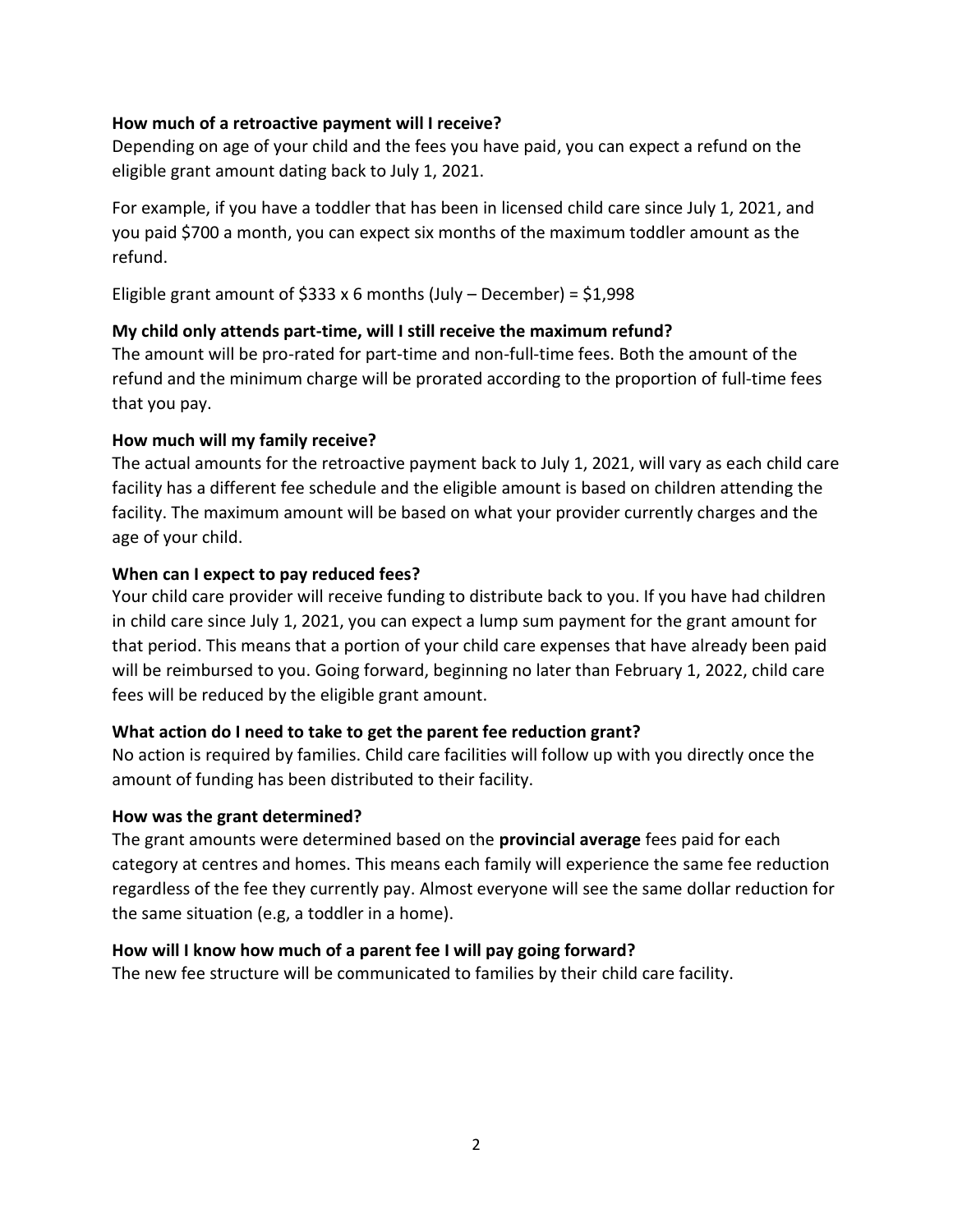**How much of a retroactive payment will I receive?**

Depending on age of your child and the fees you have paid, you can expect a refund on the eligible grant amount dating back to July 1, 2021.

For example, if you have a toddler that has been in licensed child care since July 1, 2021, and you paid $700 a month, you can expect six months of the maximum toddler amount as the refund.

Eligible grant amount of $333 x 6 months (July – December) = $1,998

**My child only attends part-time, will I still receive the maximum refund?**

The amount will be pro-rated for part-time and non-full-time fees. Both the amount of the refund and the minimum charge will be prorated according to the proportion of full-time fees that you pay.

**How much will my family receive?**

The actual amounts for the retroactive payment back to July 1, 2021, will vary as each child care facility has a different fee schedule and the eligible amount is based on children attending the facility. The maximum amount will be based on what your provider currently charges and the age of your child.

**When can I expect to pay reduced fees?**

Your child care provider will receive funding to distribute back to you. If you have had children in child care since July 1, 2021, you can expect a lump sum payment for the grant amount for that period. This means that a portion of your child care expenses that have already been paid will be reimbursed to you. Going forward, beginning no later than February 1, 2022, child care fees will be reduced by the eligible grant amount.

**What action do I need to take to get the parent fee reduction grant?**

No action is required by families. Child care facilities will follow up with you directly once the amount of funding has been distributed to their facility.

**How was the grant determined?**

The grant amounts were determined based on the **provincial average** fees paid for each category at centres and homes. This means each family will experience the same fee reduction regardless of the fee they currently pay. Almost everyone will see the same dollar reduction for the same situation (e.g, a toddler in a home).

**How will I know how much of a parent fee I will pay going forward?**

The new fee structure will be communicated to families by their child care facility.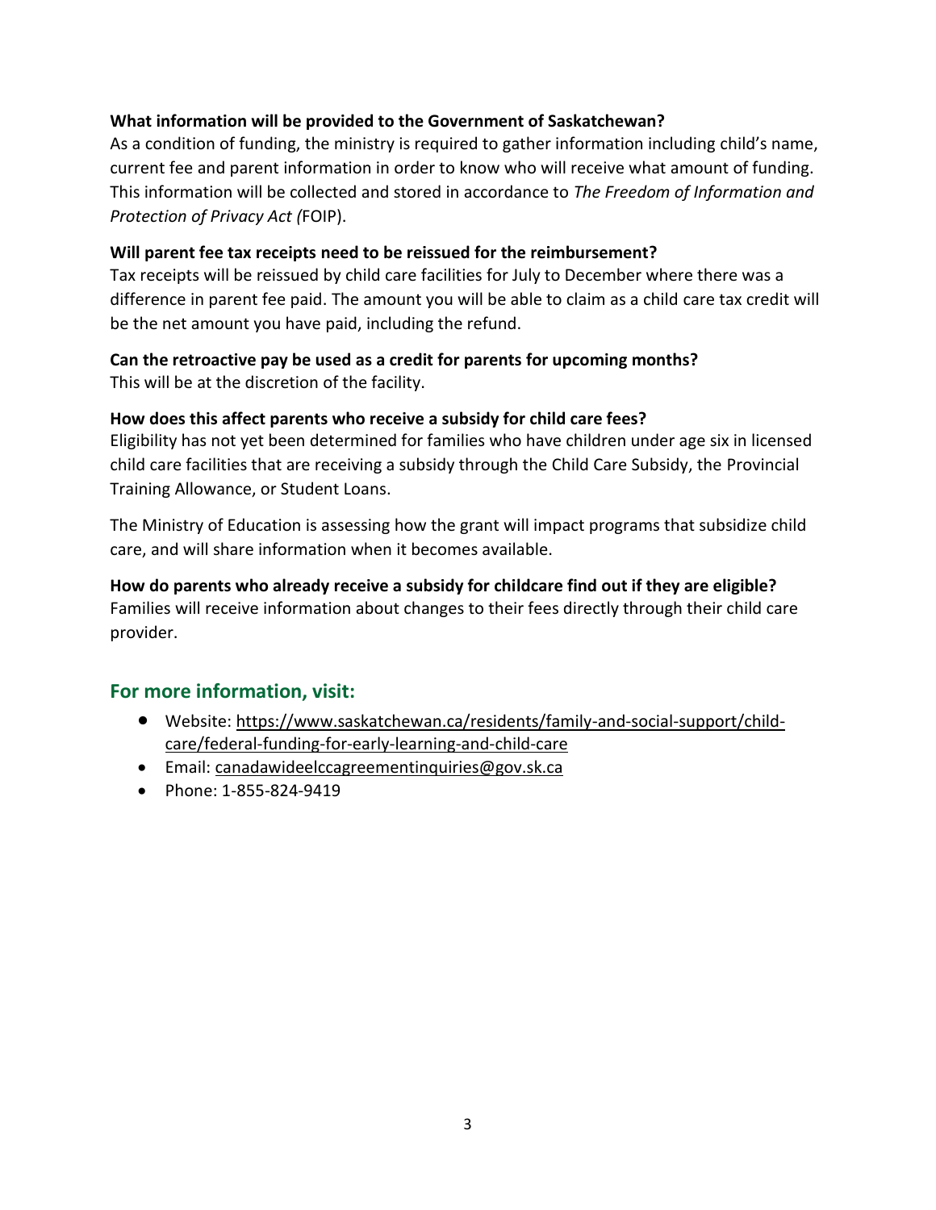**What information will be provided to the Government of Saskatchewan?**

As a condition of funding, the ministry is required to gather information including child's name, current fee and parent information in order to know who will receive what amount of funding. This information will be collected and stored in accordance to *The Freedom of Information and Protection of Privacy Act (*FOIP).

**Will parent fee tax receipts need to be reissued for the reimbursement?**

Tax receipts will be reissued by child care facilities for July to December where there was a difference in parent fee paid. The amount you will be able to claim as a child care tax credit will be the net amount you have paid, including the refund.

**Can the retroactive pay be used as a credit for parents for upcoming months?**

This will be at the discretion of the facility.

**How does this affect parents who receive a subsidy for child care fees?**

Eligibility has not yet been determined for families who have children under age six in licensed child care facilities that are receiving a subsidy through the Child Care Subsidy, the Provincial Training Allowance, or Student Loans.

The Ministry of Education is assessing how the grant will impact programs that subsidize child care, and will share information when it becomes available.

**How do parents who already receive a subsidy for childcare find out if they are eligible?**

Families will receive information about changes to their fees directly through their child care provider.

## For more information, visit:

- Website: https://www.saskatchewan.ca/residents/family-and-social-support/child-care/federal-funding-for-early-learning-and-child-care
- Email: canadawideelccagreementinquiries@gov.sk.ca
- Phone: 1-855-824-9419